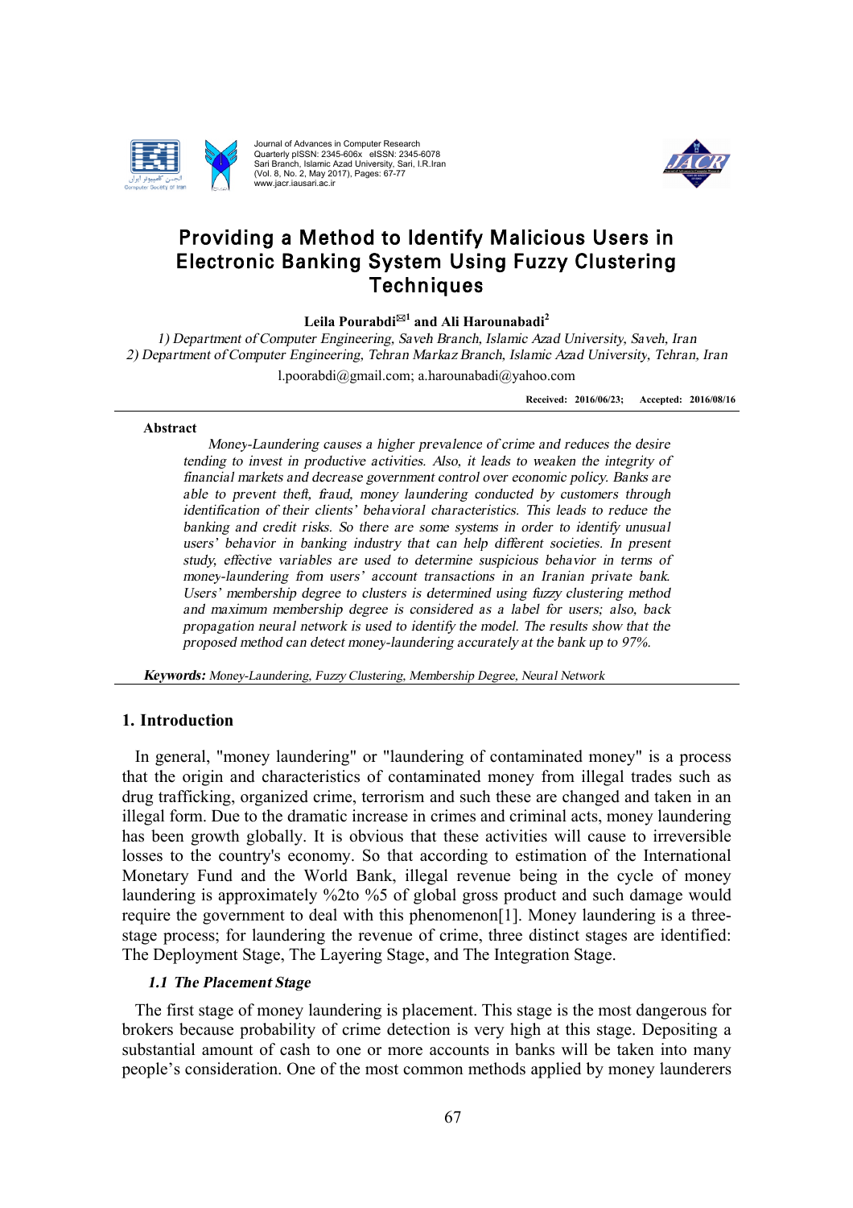# Providing a Method to Identify Malicious Users in Electronic Banking System Using Fuzzy Clustering Techniques

**Leila Pourabdi[1] and Ali Harounabadi[2]**

1) Department of Computer Engineering, Saveh Branch, Islamic Azad University, Saveh, Iran
2) Department of Computer Engineering, Tehran Markaz Branch, Islamic Azad University, Tehran, Iran

l.poorabdi@gmail.com; a.harounabadi@yahoo.com

**Received: 2016/06/23; Accepted: 2016/08/16**

### Abstract

*Money-Laundering causes a higher prevalence of crime and reduces the desire tending to invest in productive activities. Also, it leads to weaken the integrity of financial markets and decrease government control over economic policy. Banks are able to prevent theft, fraud, money laundering conducted by customers through identification of their clients' behavioral characteristics. This leads to reduce the banking and credit risks. So there are some systems in order to identify unusual users' behavior in banking industry that can help different societies. In present study, effective variables are used to determine suspicious behavior in terms of money-laundering from users' account transactions in an Iranian private bank. Users' membership degree to clusters is determined using fuzzy clustering method and maximum membership degree is considered as a label for users; also, back propagation neural network is used to identify the model. The results show that the proposed method can detect money-laundering accurately at the bank up to 97%.*

***Keywords:*** *Money-Laundering, Fuzzy Clustering, Membership Degree, Neural Network*

## 1. Introduction

In general, "money laundering" or "laundering of contaminated money" is a process that the origin and characteristics of contaminated money from illegal trades such as drug trafficking, organized crime, terrorism and such these are changed and taken in an illegal form. Due to the dramatic increase in crimes and criminal acts, money laundering has been growth globally. It is obvious that these activities will cause to irreversible losses to the country's economy. So that according to estimation of the International Monetary Fund and the World Bank, illegal revenue being in the cycle of money laundering is approximately %2to %5 of global gross product and such damage would require the government to deal with this phenomenon[1]. Money laundering is a three-stage process; for laundering the revenue of crime, three distinct stages are identified: The Deployment Stage, The Layering Stage, and The Integration Stage.

### *1.1 The Placement Stage*

The first stage of money laundering is placement. This stage is the most dangerous for brokers because probability of crime detection is very high at this stage. Depositing a substantial amount of cash to one or more accounts in banks will be taken into many people's consideration. One of the most common methods applied by money launderers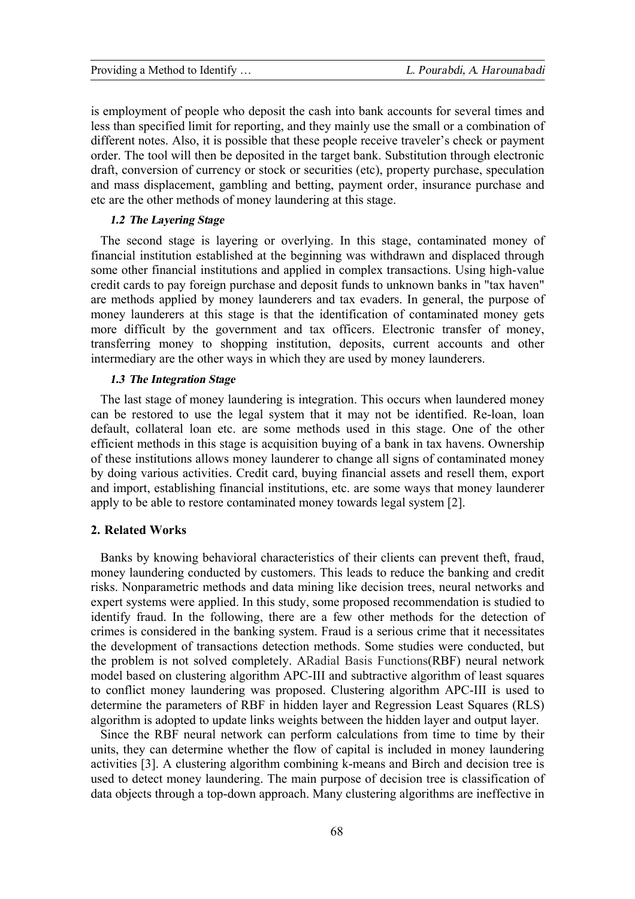is employment of people who deposit the cash into bank accounts for several times and less than specified limit for reporting, and they mainly use the small or a combination of different notes. Also, it is possible that these people receive traveler's check or payment order. The tool will then be deposited in the target bank. Substitution through electronic draft, conversion of currency or stock or securities (etc), property purchase, speculation and mass displacement, gambling and betting, payment order, insurance purchase and etc are the other methods of money laundering at this stage.

### *1.2 The Layering Stage*

The second stage is layering or overlying. In this stage, contaminated money of financial institution established at the beginning was withdrawn and displaced through some other financial institutions and applied in complex transactions. Using high-value credit cards to pay foreign purchase and deposit funds to unknown banks in "tax haven" are methods applied by money launderers and tax evaders. In general, the purpose of money launderers at this stage is that the identification of contaminated money gets more difficult by the government and tax officers. Electronic transfer of money, transferring money to shopping institution, deposits, current accounts and other intermediary are the other ways in which they are used by money launderers.

### *1.3 The Integration Stage*

The last stage of money laundering is integration. This occurs when laundered money can be restored to use the legal system that it may not be identified. Re-loan, loan default, collateral loan etc. are some methods used in this stage. One of the other efficient methods in this stage is acquisition buying of a bank in tax havens. Ownership of these institutions allows money launderer to change all signs of contaminated money by doing various activities. Credit card, buying financial assets and resell them, export and import, establishing financial institutions, etc. are some ways that money launderer apply to be able to restore contaminated money towards legal system [2].

## 2. Related Works

Banks by knowing behavioral characteristics of their clients can prevent theft, fraud, money laundering conducted by customers. This leads to reduce the banking and credit risks. Nonparametric methods and data mining like decision trees, neural networks and expert systems were applied. In this study, some proposed recommendation is studied to identify fraud. In the following, there are a few other methods for the detection of crimes is considered in the banking system. Fraud is a serious crime that it necessitates the development of transactions detection methods. Some studies were conducted, but the problem is not solved completely. ARadial Basis Functions(RBF) neural network model based on clustering algorithm APC-III and subtractive algorithm of least squares to conflict money laundering was proposed. Clustering algorithm APC-III is used to determine the parameters of RBF in hidden layer and Regression Least Squares (RLS) algorithm is adopted to update links weights between the hidden layer and output layer.

Since the RBF neural network can perform calculations from time to time by their units, they can determine whether the flow of capital is included in money laundering activities [3]. A clustering algorithm combining k-means and Birch and decision tree is used to detect money laundering. The main purpose of decision tree is classification of data objects through a top-down approach. Many clustering algorithms are ineffective in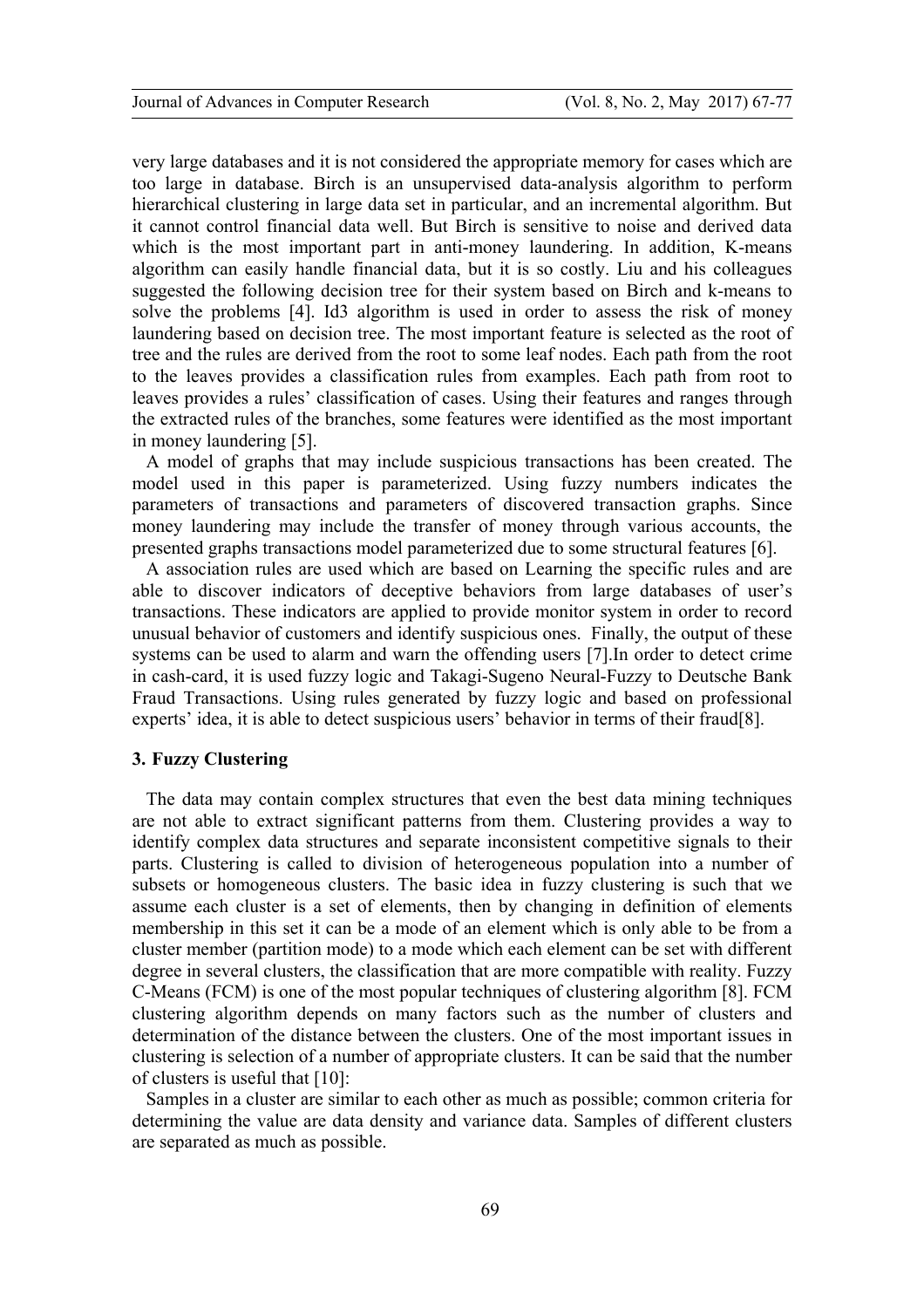very large databases and it is not considered the appropriate memory for cases which are too large in database. Birch is an unsupervised data-analysis algorithm to perform hierarchical clustering in large data set in particular, and an incremental algorithm. But it cannot control financial data well. But Birch is sensitive to noise and derived data which is the most important part in anti-money laundering. In addition, K-means algorithm can easily handle financial data, but it is so costly. Liu and his colleagues suggested the following decision tree for their system based on Birch and k-means to solve the problems [4]. Id3 algorithm is used in order to assess the risk of money laundering based on decision tree. The most important feature is selected as the root of tree and the rules are derived from the root to some leaf nodes. Each path from the root to the leaves provides a classification rules from examples. Each path from root to leaves provides a rules' classification of cases. Using their features and ranges through the extracted rules of the branches, some features were identified as the most important in money laundering [5].

A model of graphs that may include suspicious transactions has been created. The model used in this paper is parameterized. Using fuzzy numbers indicates the parameters of transactions and parameters of discovered transaction graphs. Since money laundering may include the transfer of money through various accounts, the presented graphs transactions model parameterized due to some structural features [6].

A association rules are used which are based on Learning the specific rules and are able to discover indicators of deceptive behaviors from large databases of user's transactions. These indicators are applied to provide monitor system in order to record unusual behavior of customers and identify suspicious ones. Finally, the output of these systems can be used to alarm and warn the offending users [7].In order to detect crime in cash-card, it is used fuzzy logic and Takagi-Sugeno Neural-Fuzzy to Deutsche Bank Fraud Transactions. Using rules generated by fuzzy logic and based on professional experts' idea, it is able to detect suspicious users' behavior in terms of their fraud[8].

## 3. Fuzzy Clustering

The data may contain complex structures that even the best data mining techniques are not able to extract significant patterns from them. Clustering provides a way to identify complex data structures and separate inconsistent competitive signals to their parts. Clustering is called to division of heterogeneous population into a number of subsets or homogeneous clusters. The basic idea in fuzzy clustering is such that we assume each cluster is a set of elements, then by changing in definition of elements membership in this set it can be a mode of an element which is only able to be from a cluster member (partition mode) to a mode which each element can be set with different degree in several clusters, the classification that are more compatible with reality. Fuzzy C-Means (FCM) is one of the most popular techniques of clustering algorithm [8]. FCM clustering algorithm depends on many factors such as the number of clusters and determination of the distance between the clusters. One of the most important issues in clustering is selection of a number of appropriate clusters. It can be said that the number of clusters is useful that [10]:

Samples in a cluster are similar to each other as much as possible; common criteria for determining the value are data density and variance data. Samples of different clusters are separated as much as possible.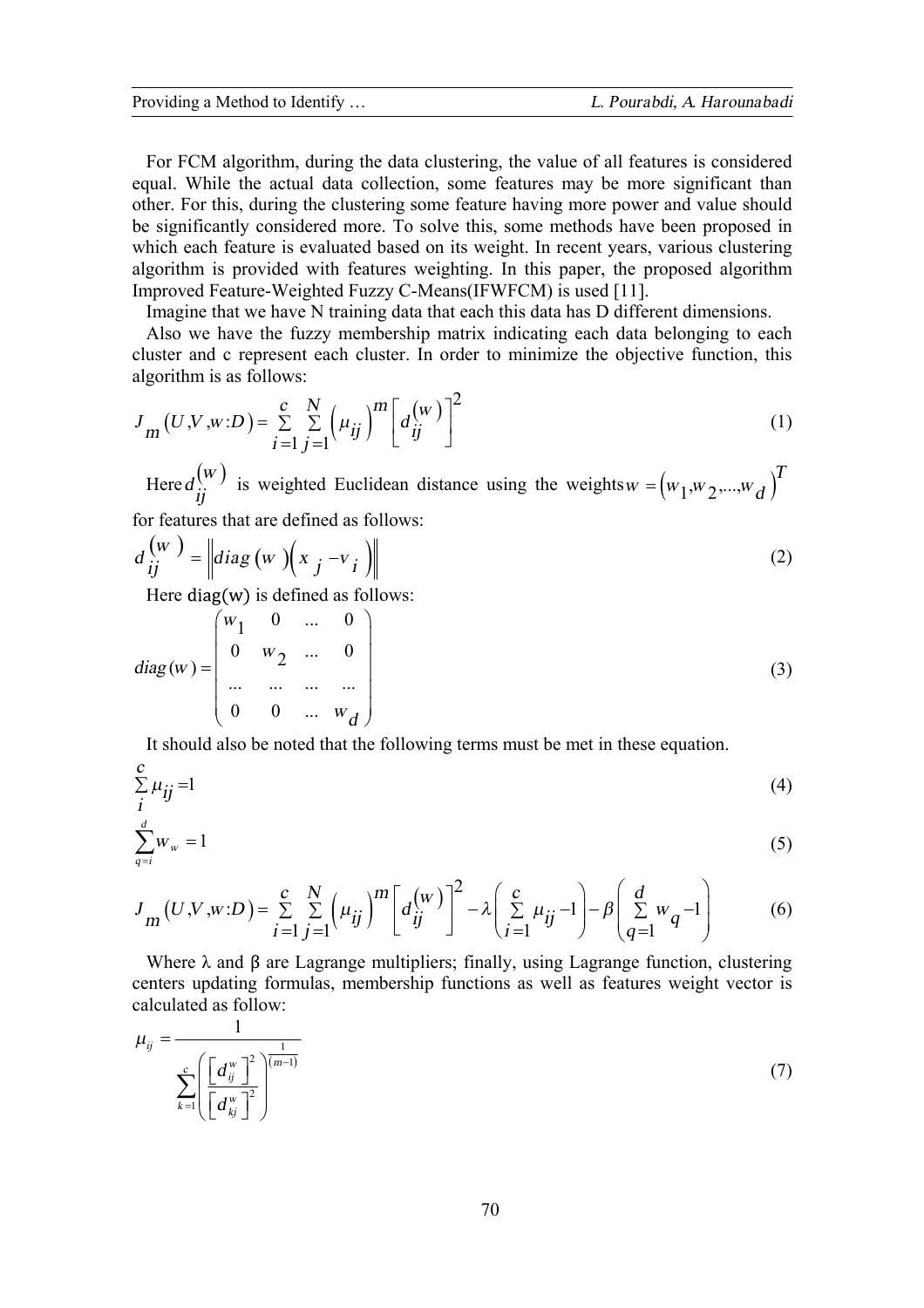For FCM algorithm, during the data clustering, the value of all features is considered equal. While the actual data collection, some features may be more significant than other. For this, during the clustering some feature having more power and value should be significantly considered more. To solve this, some methods have been proposed in which each feature is evaluated based on its weight. In recent years, various clustering algorithm is provided with features weighting. In this paper, the proposed algorithm Improved Feature-Weighted Fuzzy C-Means(IFWFCM) is used [11].

Imagine that we have N training data that each this data has D different dimensions.

Also we have the fuzzy membership matrix indicating each data belonging to each cluster and c represent each cluster. In order to minimize the objective function, this algorithm is as follows:

$$J_m(U,V,w:D) = \sum_{i=1}^{c} \sum_{j=1}^{N} \left(\mu_{ij}\right)^m \left[d_{ij}^{(w)}\right]^2 \tag{1}$$

Here $d_{ij}^{(w)}$ is weighted Euclidean distance using the weights $w = \left(w_1, w_2, \ldots, w_d\right)^T$ for features that are defined as follows:

$$d_{ij}^{(w)} = \left\| diag(w)\left(x_j - v_i\right) \right\| \tag{2}$$

Here diag(w) is defined as follows:

$$diag(w) = \begin{pmatrix} w_1 & 0 & \ldots & 0 \\ 0 & w_2 & \ldots & 0 \\ \ldots & \ldots & \ldots & \ldots \\ 0 & 0 & \ldots & w_d \end{pmatrix} \tag{3}$$

It should also be noted that the following terms must be met in these equation.

$$\sum_{i}^{c} \mu_{ij} = 1 \tag{4}$$

$$\sum_{q=i}^{d} w_w = 1 \tag{5}$$

$$J_m(U,V,w:D) = \sum_{i=1}^{c} \sum_{j=1}^{N} \left(\mu_{ij}\right)^m \left[d_{ij}^{(w)}\right]^2 - \lambda\left(\sum_{i=1}^{c} \mu_{ij} - 1\right) - \beta\left(\sum_{q=1}^{d} w_q - 1\right) \tag{6}$$

Where λ and β are Lagrange multipliers; finally, using Lagrange function, clustering centers updating formulas, membership functions as well as features weight vector is calculated as follow:

$$\mu_{ij} = \frac{1}{\sum_{k=1}^{c} \left( \frac{\left[d_{ij}^{w}\right]^2}{\left[d_{kj}^{w}\right]^2} \right)^{\frac{1}{(m-1)}}} \tag{7}$$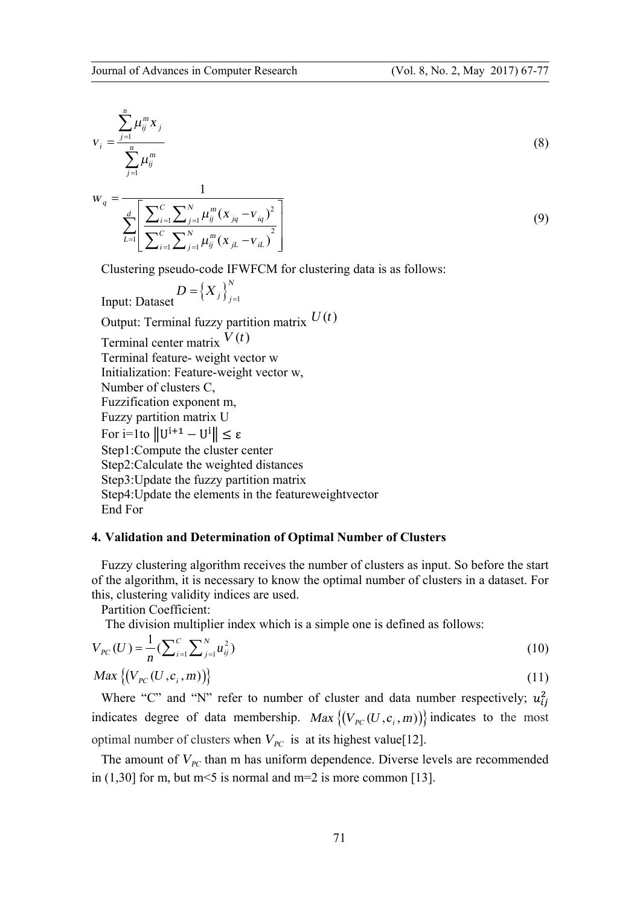$$v_i = \frac{\sum_{j=1}^{n} \mu_{ij}^{m} x_j}{\sum_{j=1}^{n} \mu_{ij}^{m}} \tag{8}$$

$$w_q = \frac{1}{\sum_{L=1}^{d} \left[ \frac{\sum_{i=1}^{C} \sum_{j=1}^{N} \mu_{ij}^{m} (x_{jq} - v_{iq})^2}{\sum_{i=1}^{C} \sum_{j=1}^{N} \mu_{ij}^{m} (x_{jL} - v_{iL})^2} \right]} \tag{9}$$

Clustering pseudo-code IFWFCM for clustering data is as follows:

Input: Dataset $D = \{X_j\}_{j=1}^{N}$

Output: Terminal fuzzy partition matrix $U(t)$

Terminal center matrix $V(t)$

Terminal feature- weight vector w

Initialization: Feature-weight vector w,

Number of clusters C,

Fuzzification exponent m,

Fuzzy partition matrix U

For i=1to $\|U^{i+1} - U^{i}\| \leq \varepsilon$

Step1:Compute the cluster center

Step2:Calculate the weighted distances

Step3:Update the fuzzy partition matrix

Step4:Update the elements in the featureweightvector

End For

#### 4. Validation and Determination of Optimal Number of Clusters

Fuzzy clustering algorithm receives the number of clusters as input. So before the start of the algorithm, it is necessary to know the optimal number of clusters in a dataset. For this, clustering validity indices are used.

Partition Coefficient:

The division multiplier index which is a simple one is defined as follows:

$$V_{PC}(U) = \frac{1}{n} \left( \sum_{i=1}^{C} \sum_{j=1}^{N} u_{ij}^{2} \right) \tag{10}$$

$$Max\left\{ \left( V_{PC}(U, c_i, m) \right) \right\} \tag{11}$$

Where "C" and "N" refer to number of cluster and data number respectively; $u_{ij}^{2}$ indicates degree of data membership. $Max\left\{ \left( V_{PC}(U, c_i, m) \right) \right\}$ indicates to the most optimal number of clusters when $V_{PC}$ is at its highest value[12].

The amount of $V_{PC}$ than m has uniform dependence. Diverse levels are recommended in (1,30] for m, but m<5 is normal and m=2 is more common [13].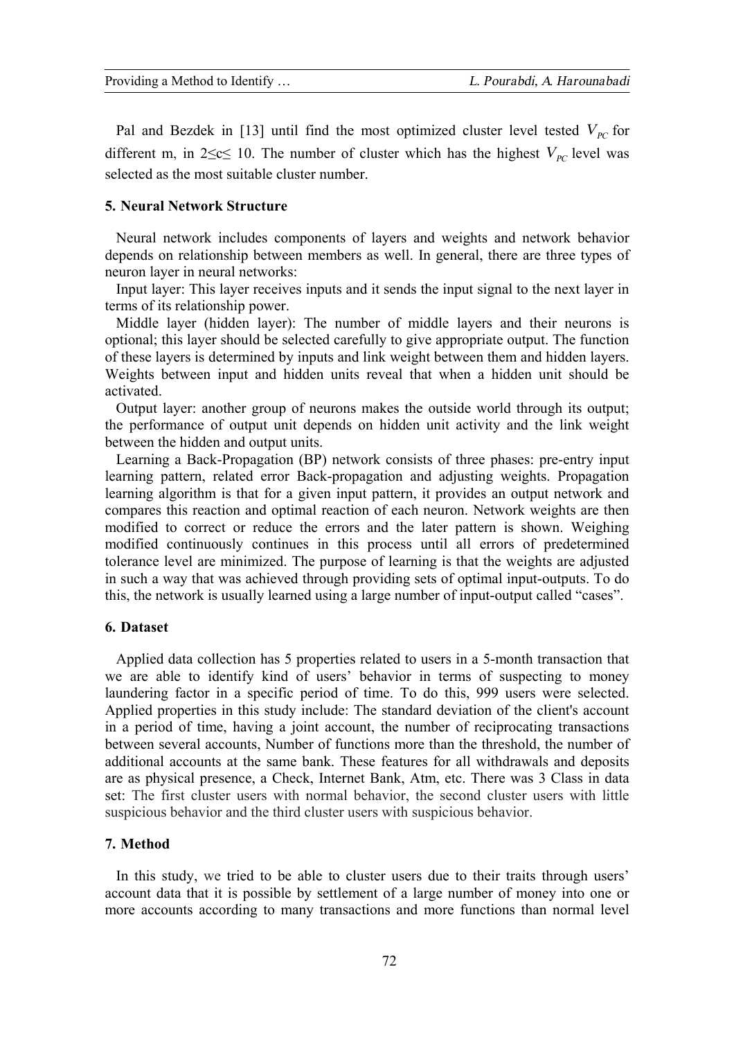Pal and Bezdek in [13] until find the most optimized cluster level tested $V_{PC}$ for different m, in $2 \leq c \leq 10$. The number of cluster which has the highest $V_{PC}$ level was selected as the most suitable cluster number.

## 5. Neural Network Structure

Neural network includes components of layers and weights and network behavior depends on relationship between members as well. In general, there are three types of neuron layer in neural networks:

Input layer: This layer receives inputs and it sends the input signal to the next layer in terms of its relationship power.

Middle layer (hidden layer): The number of middle layers and their neurons is optional; this layer should be selected carefully to give appropriate output. The function of these layers is determined by inputs and link weight between them and hidden layers. Weights between input and hidden units reveal that when a hidden unit should be activated.

Output layer: another group of neurons makes the outside world through its output; the performance of output unit depends on hidden unit activity and the link weight between the hidden and output units.

Learning a Back-Propagation (BP) network consists of three phases: pre-entry input learning pattern, related error Back-propagation and adjusting weights. Propagation learning algorithm is that for a given input pattern, it provides an output network and compares this reaction and optimal reaction of each neuron. Network weights are then modified to correct or reduce the errors and the later pattern is shown. Weighing modified continuously continues in this process until all errors of predetermined tolerance level are minimized. The purpose of learning is that the weights are adjusted in such a way that was achieved through providing sets of optimal input-outputs. To do this, the network is usually learned using a large number of input-output called "cases".

## 6. Dataset

Applied data collection has 5 properties related to users in a 5-month transaction that we are able to identify kind of users' behavior in terms of suspecting to money laundering factor in a specific period of time. To do this, 999 users were selected. Applied properties in this study include: The standard deviation of the client's account in a period of time, having a joint account, the number of reciprocating transactions between several accounts, Number of functions more than the threshold, the number of additional accounts at the same bank. These features for all withdrawals and deposits are as physical presence, a Check, Internet Bank, Atm, etc. There was 3 Class in data set: The first cluster users with normal behavior, the second cluster users with little suspicious behavior and the third cluster users with suspicious behavior.

## 7. Method

In this study, we tried to be able to cluster users due to their traits through users' account data that it is possible by settlement of a large number of money into one or more accounts according to many transactions and more functions than normal level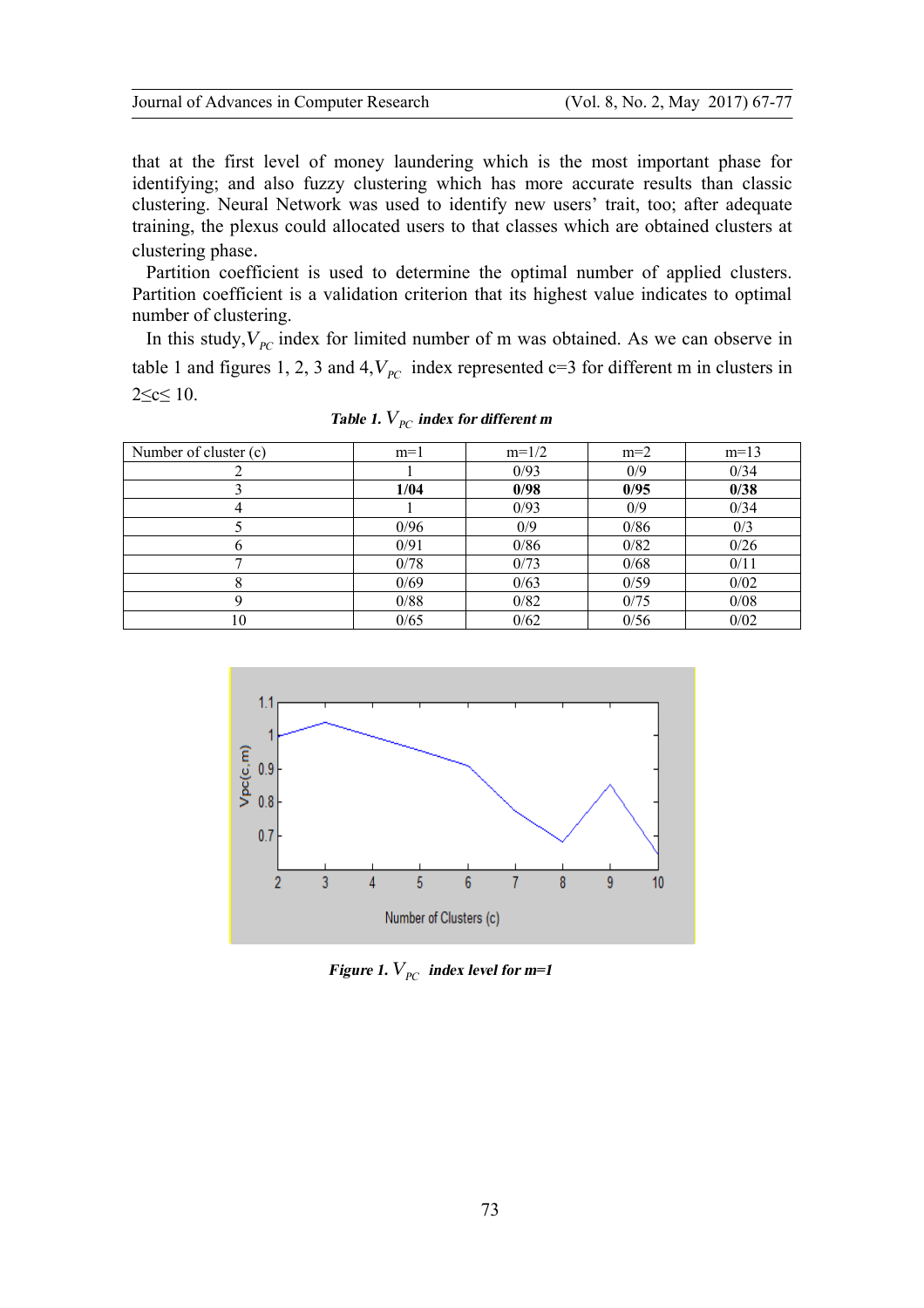that at the first level of money laundering which is the most important phase for identifying; and also fuzzy clustering which has more accurate results than classic clustering. Neural Network was used to identify new users' trait, too; after adequate training, the plexus could allocated users to that classes which are obtained clusters at clustering phase.

Partition coefficient is used to determine the optimal number of applied clusters. Partition coefficient is a validation criterion that its highest value indicates to optimal number of clustering.

In this study, $V_{PC}$ index for limited number of m was obtained. As we can observe in table 1 and figures 1, 2, 3 and 4, $V_{PC}$ index represented c=3 for different m in clusters in $2 \leq c \leq 10$.

***Table 1.** $V_{PC}$ **index for different m***

| Number of cluster (c) | m=1 | m=1/2 | m=2 | m=13 |
|---|---|---|---|---|
| 2 | 1 | 0/93 | 0/9 | 0/34 |
| 3 | **1/04** | **0/98** | **0/95** | **0/38** |
| 4 | 1 | 0/93 | 0/9 | 0/34 |
| 5 | 0/96 | 0/9 | 0/86 | 0/3 |
| 6 | 0/91 | 0/86 | 0/82 | 0/26 |
| 7 | 0/78 | 0/73 | 0/68 | 0/11 |
| 8 | 0/69 | 0/63 | 0/59 | 0/02 |
| 9 | 0/88 | 0/82 | 0/75 | 0/08 |
| 10 | 0/65 | 0/62 | 0/56 | 0/02 |

***Figure 1.** $V_{PC}$ **index level for m=1***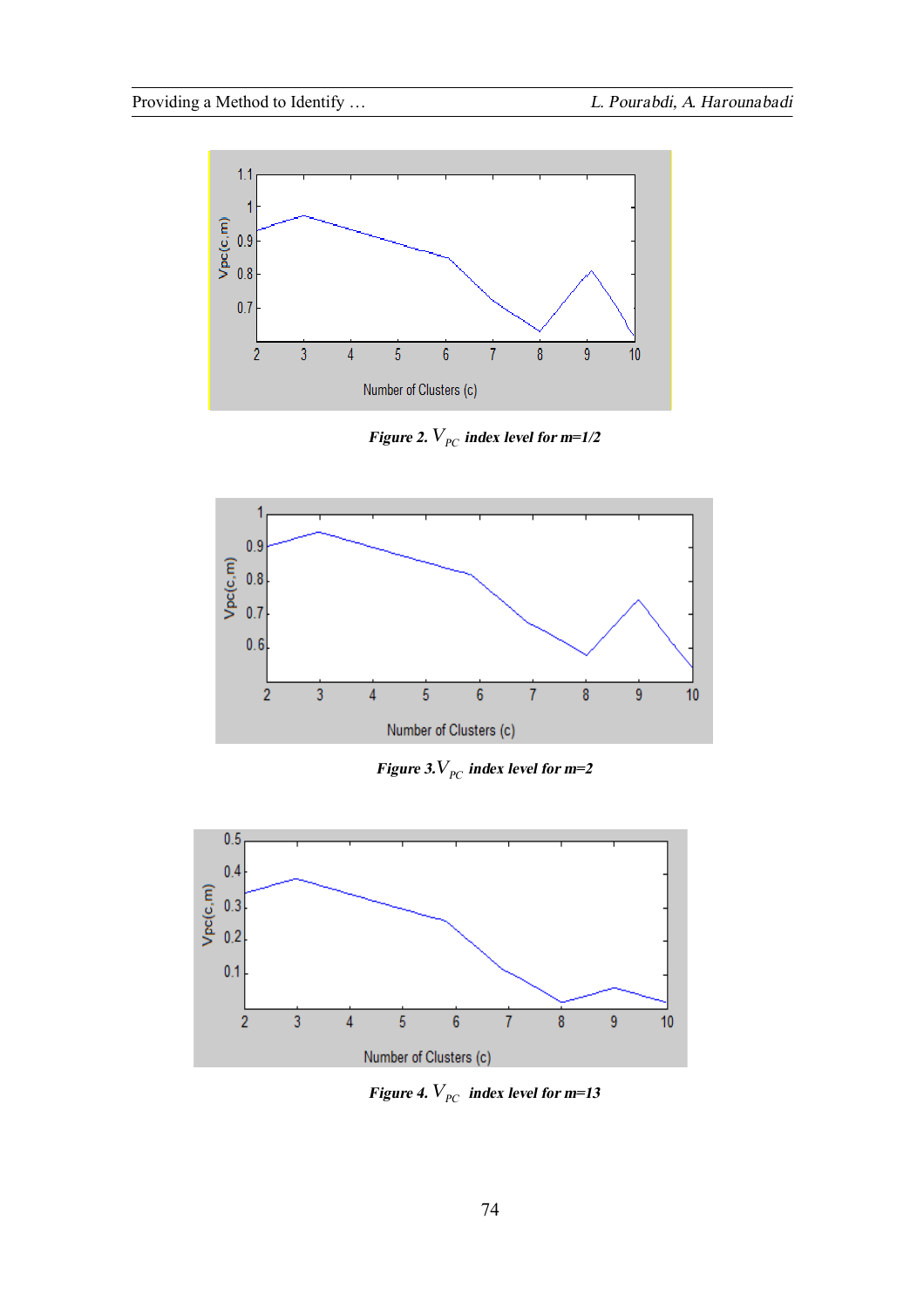*Figure 2. $V_{PC}$ index level for m=1/2*

*Figure 3. $V_{PC}$ index level for m=2*

*Figure 4. $V_{PC}$ index level for m=13*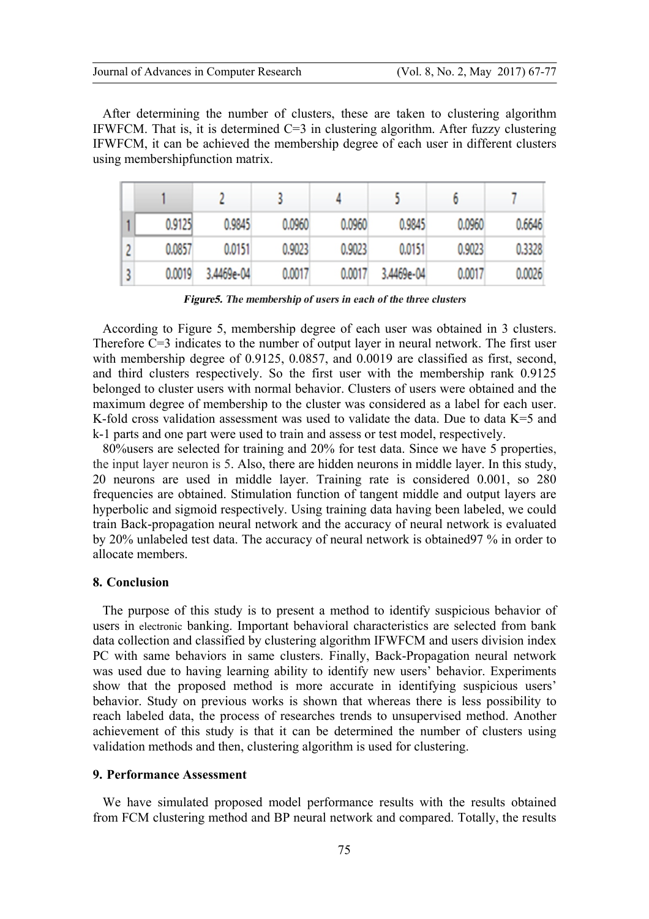After determining the number of clusters, these are taken to clustering algorithm IFWFCM. That is, it is determined C=3 in clustering algorithm. After fuzzy clustering IFWFCM, it can be achieved the membership degree of each user in different clusters using membershipfunction matrix.

| | 1 | 2 | 3 | 4 | 5 | 6 | 7 |
|---|---|---|---|---|---|---|---|
| 1 | 0.9125 | 0.9845 | 0.0960 | 0.0960 | 0.9845 | 0.0960 | 0.6646 |
| 2 | 0.0857 | 0.0151 | 0.9023 | 0.9023 | 0.0151 | 0.9023 | 0.3328 |
| 3 | 0.0019 | 3.4469e-04 | 0.0017 | 0.0017 | 3.4469e-04 | 0.0017 | 0.0026 |

***Figure5. The membership of users in each of the three clusters***

According to Figure 5, membership degree of each user was obtained in 3 clusters. Therefore C=3 indicates to the number of output layer in neural network. The first user with membership degree of 0.9125, 0.0857, and 0.0019 are classified as first, second, and third clusters respectively. So the first user with the membership rank 0.9125 belonged to cluster users with normal behavior. Clusters of users were obtained and the maximum degree of membership to the cluster was considered as a label for each user. K-fold cross validation assessment was used to validate the data. Due to data K=5 and k-1 parts and one part were used to train and assess or test model, respectively.

80%users are selected for training and 20% for test data. Since we have 5 properties, the input layer neuron is 5. Also, there are hidden neurons in middle layer. In this study, 20 neurons are used in middle layer. Training rate is considered 0.001, so 280 frequencies are obtained. Stimulation function of tangent middle and output layers are hyperbolic and sigmoid respectively. Using training data having been labeled, we could train Back-propagation neural network and the accuracy of neural network is evaluated by 20% unlabeled test data. The accuracy of neural network is obtained97 % in order to allocate members.

## 8. Conclusion

The purpose of this study is to present a method to identify suspicious behavior of users in electronic banking. Important behavioral characteristics are selected from bank data collection and classified by clustering algorithm IFWFCM and users division index PC with same behaviors in same clusters. Finally, Back-Propagation neural network was used due to having learning ability to identify new users' behavior. Experiments show that the proposed method is more accurate in identifying suspicious users' behavior. Study on previous works is shown that whereas there is less possibility to reach labeled data, the process of researches trends to unsupervised method. Another achievement of this study is that it can be determined the number of clusters using validation methods and then, clustering algorithm is used for clustering.

## 9. Performance Assessment

We have simulated proposed model performance results with the results obtained from FCM clustering method and BP neural network and compared. Totally, the results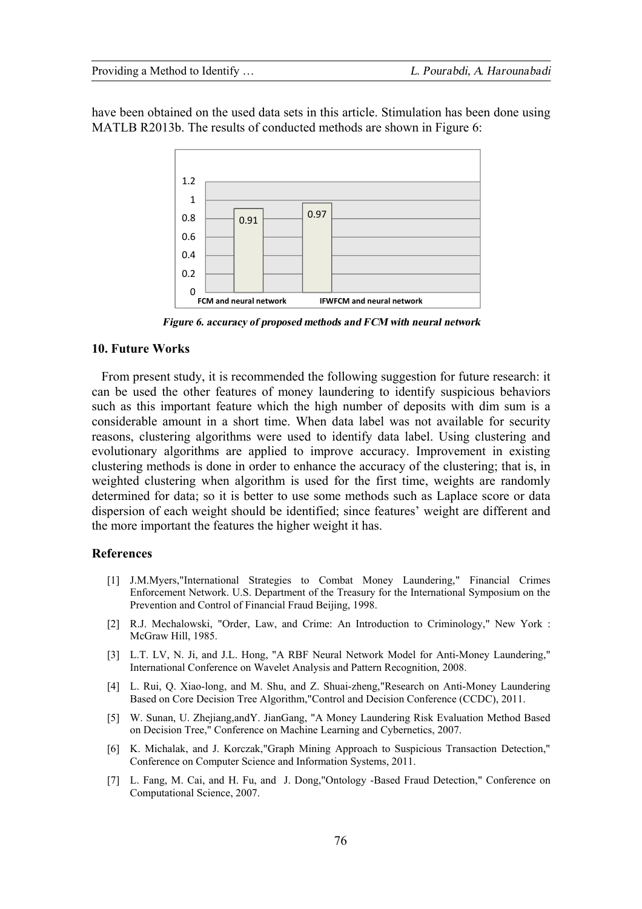have been obtained on the used data sets in this article. Stimulation has been done using MATLB R2013b. The results of conducted methods are shown in Figure 6:

*Figure 6. accuracy of proposed methods and FCM with neural network*

## 10. Future Works

From present study, it is recommended the following suggestion for future research: it can be used the other features of money laundering to identify suspicious behaviors such as this important feature which the high number of deposits with dim sum is a considerable amount in a short time. When data label was not available for security reasons, clustering algorithms were used to identify data label. Using clustering and evolutionary algorithms are applied to improve accuracy. Improvement in existing clustering methods is done in order to enhance the accuracy of the clustering; that is, in weighted clustering when algorithm is used for the first time, weights are randomly determined for data; so it is better to use some methods such as Laplace score or data dispersion of each weight should be identified; since features' weight are different and the more important the features the higher weight it has.

## References

[1] J.M.Myers,"International Strategies to Combat Money Laundering," Financial Crimes Enforcement Network. U.S. Department of the Treasury for the International Symposium on the Prevention and Control of Financial Fraud Beijing, 1998.

[2] R.J. Mechalowski, "Order, Law, and Crime: An Introduction to Criminology," New York : McGraw Hill, 1985.

[3] L.T. LV, N. Ji, and J.L. Hong, "A RBF Neural Network Model for Anti-Money Laundering," International Conference on Wavelet Analysis and Pattern Recognition, 2008.

[4] L. Rui, Q. Xiao-long, and M. Shu, and Z. Shuai-zheng,"Research on Anti-Money Laundering Based on Core Decision Tree Algorithm,"Control and Decision Conference (CCDC), 2011.

[5] W. Sunan, U. Zhejiang,andY. JianGang, "A Money Laundering Risk Evaluation Method Based on Decision Tree," Conference on Machine Learning and Cybernetics, 2007.

[6] K. Michalak, and J. Korczak,"Graph Mining Approach to Suspicious Transaction Detection," Conference on Computer Science and Information Systems, 2011.

[7] L. Fang, M. Cai, and H. Fu, and J. Dong,"Ontology -Based Fraud Detection," Conference on Computational Science, 2007.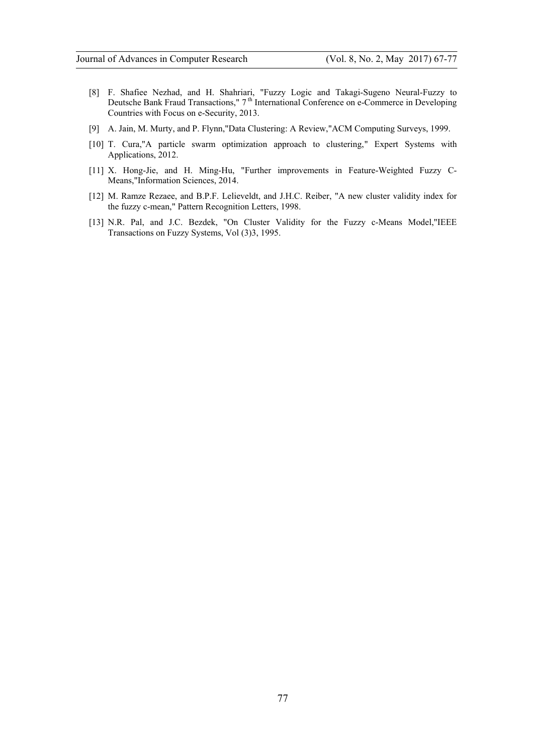[8] F. Shafiee Nezhad, and H. Shahriari, "Fuzzy Logic and Takagi-Sugeno Neural-Fuzzy to Deutsche Bank Fraud Transactions," 7[th] International Conference on e-Commerce in Developing Countries with Focus on e-Security, 2013.

[9] A. Jain, M. Murty, and P. Flynn,"Data Clustering: A Review,"ACM Computing Surveys, 1999.

[10] T. Cura,"A particle swarm optimization approach to clustering," Expert Systems with Applications, 2012.

[11] X. Hong-Jie, and H. Ming-Hu, "Further improvements in Feature-Weighted Fuzzy C-Means,"Information Sciences, 2014.

[12] M. Ramze Rezaee, and B.P.F. Lelieveldt, and J.H.C. Reiber, "A new cluster validity index for the fuzzy c-mean," Pattern Recognition Letters, 1998.

[13] N.R. Pal, and J.C. Bezdek, "On Cluster Validity for the Fuzzy c-Means Model,"IEEE Transactions on Fuzzy Systems, Vol (3)3, 1995.